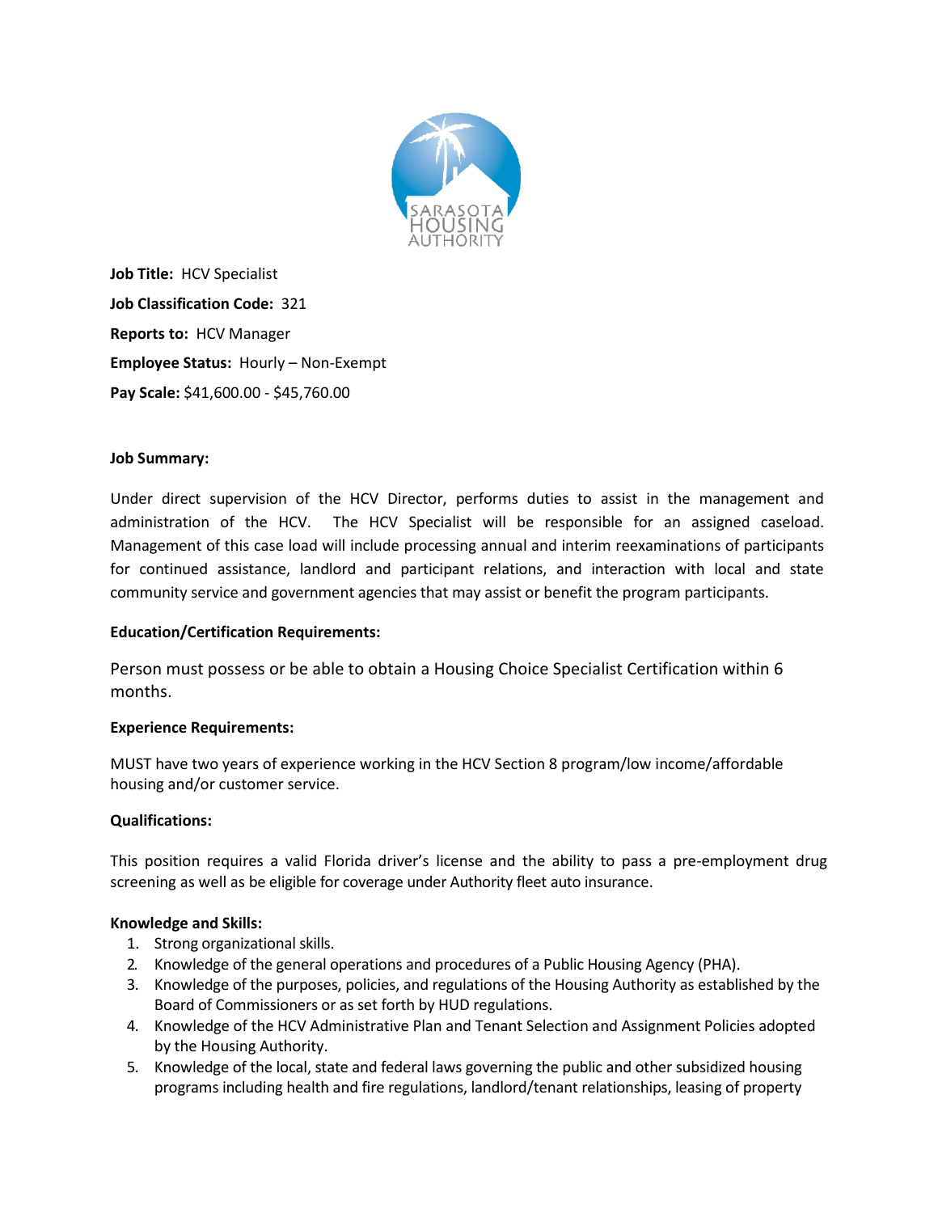**Job Title:** HCV Specialist

**Job Classification Code:** 321

**Reports to:** HCV Manager

**Employee Status:** Hourly – Non-Exempt

**Pay Scale:** $41,600.00 - $45,760.00

**Job Summary:**

Under direct supervision of the HCV Director, performs duties to assist in the management and administration of the HCV. The HCV Specialist will be responsible for an assigned caseload. Management of this case load will include processing annual and interim reexaminations of participants for continued assistance, landlord and participant relations, and interaction with local and state community service and government agencies that may assist or benefit the program participants.

**Education/Certification Requirements:**

Person must possess or be able to obtain a Housing Choice Specialist Certification within 6 months.

**Experience Requirements:**

MUST have two years of experience working in the HCV Section 8 program/low income/affordable housing and/or customer service.

**Qualifications:**

This position requires a valid Florida driver's license and the ability to pass a pre-employment drug screening as well as be eligible for coverage under Authority fleet auto insurance.

**Knowledge and Skills:**

1. Strong organizational skills.
2. Knowledge of the general operations and procedures of a Public Housing Agency (PHA).
3. Knowledge of the purposes, policies, and regulations of the Housing Authority as established by the Board of Commissioners or as set forth by HUD regulations.
4. Knowledge of the HCV Administrative Plan and Tenant Selection and Assignment Policies adopted by the Housing Authority.
5. Knowledge of the local, state and federal laws governing the public and other subsidized housing programs including health and fire regulations, landlord/tenant relationships, leasing of property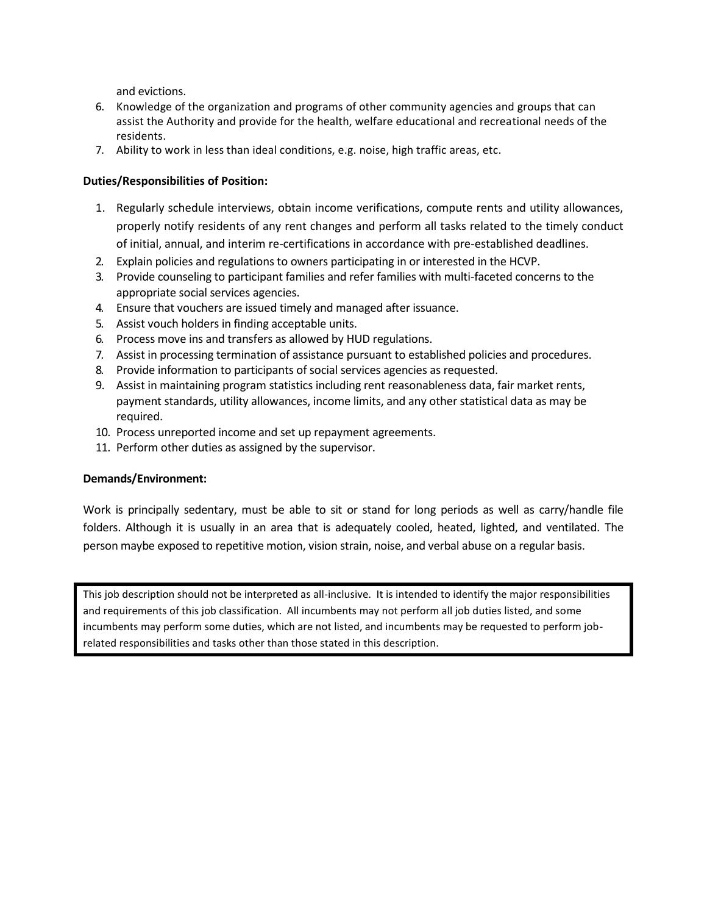and evictions.

6. Knowledge of the organization and programs of other community agencies and groups that can assist the Authority and provide for the health, welfare educational and recreational needs of the residents.
7. Ability to work in less than ideal conditions, e.g. noise, high traffic areas, etc.

**Duties/Responsibilities of Position:**

1. Regularly schedule interviews, obtain income verifications, compute rents and utility allowances, properly notify residents of any rent changes and perform all tasks related to the timely conduct of initial, annual, and interim re-certifications in accordance with pre-established deadlines.
2. Explain policies and regulations to owners participating in or interested in the HCVP.
3. Provide counseling to participant families and refer families with multi-faceted concerns to the appropriate social services agencies.
4. Ensure that vouchers are issued timely and managed after issuance.
5. Assist vouch holders in finding acceptable units.
6. Process move ins and transfers as allowed by HUD regulations.
7. Assist in processing termination of assistance pursuant to established policies and procedures.
8. Provide information to participants of social services agencies as requested.
9. Assist in maintaining program statistics including rent reasonableness data, fair market rents, payment standards, utility allowances, income limits, and any other statistical data as may be required.
10. Process unreported income and set up repayment agreements.
11. Perform other duties as assigned by the supervisor.

**Demands/Environment:**

Work is principally sedentary, must be able to sit or stand for long periods as well as carry/handle file folders. Although it is usually in an area that is adequately cooled, heated, lighted, and ventilated. The person maybe exposed to repetitive motion, vision strain, noise, and verbal abuse on a regular basis.

This job description should not be interpreted as all-inclusive. It is intended to identify the major responsibilities and requirements of this job classification. All incumbents may not perform all job duties listed, and some incumbents may perform some duties, which are not listed, and incumbents may be requested to perform job-related responsibilities and tasks other than those stated in this description.